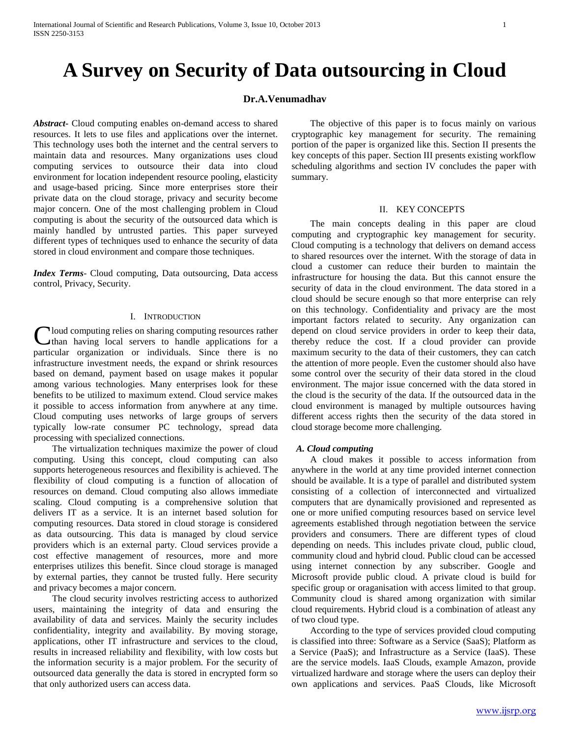# A Survey on Security of Data outsourcing in Cloud

**Dr.A.Venumadhav**

***Abstract***- Cloud computing enables on-demand access to shared resources. It lets to use files and applications over the internet. This technology uses both the internet and the central servers to maintain data and resources. Many organizations uses cloud computing services to outsource their data into cloud environment for location independent resource pooling, elasticity and usage-based pricing. Since more enterprises store their private data on the cloud storage, privacy and security become major concern. One of the most challenging problem in Cloud computing is about the security of the outsourced data which is mainly handled by untrusted parties. This paper surveyed different types of techniques used to enhance the security of data stored in cloud environment and compare those techniques.

***Index Terms***- Cloud computing, Data outsourcing, Data access control, Privacy, Security.

## I. Introduction

Cloud computing relies on sharing computing resources rather than having local servers to handle applications for a particular organization or individuals. Since there is no infrastructure investment needs, the expand or shrink resources based on demand, payment based on usage makes it popular among various technologies. Many enterprises look for these benefits to be utilized to maximum extend. Cloud service makes it possible to access information from anywhere at any time. Cloud computing uses networks of large groups of servers typically low-rate consumer PC technology, spread data processing with specialized connections.

The virtualization techniques maximize the power of cloud computing. Using this concept, cloud computing can also supports heterogeneous resources and flexibility is achieved. The flexibility of cloud computing is a function of allocation of resources on demand. Cloud computing also allows immediate scaling. Cloud computing is a comprehensive solution that delivers IT as a service. It is an internet based solution for computing resources. Data stored in cloud storage is considered as data outsourcing. This data is managed by cloud service providers which is an external party. Cloud services provide a cost effective management of resources, more and more enterprises utilizes this benefit. Since cloud storage is managed by external parties, they cannot be trusted fully. Here security and privacy becomes a major concern.

The cloud security involves restricting access to authorized users, maintaining the integrity of data and ensuring the availability of data and services. Mainly the security includes confidentiality, integrity and availability. By moving storage, applications, other IT infrastructure and services to the cloud, results in increased reliability and flexibility, with low costs but the information security is a major problem. For the security of outsourced data generally the data is stored in encrypted form so that only authorized users can access data.

The objective of this paper is to focus mainly on various cryptographic key management for security. The remaining portion of the paper is organized like this. Section II presents the key concepts of this paper. Section III presents existing workflow scheduling algorithms and section IV concludes the paper with summary.

## II. Key Concepts

The main concepts dealing in this paper are cloud computing and cryptographic key management for security. Cloud computing is a technology that delivers on demand access to shared resources over the internet. With the storage of data in cloud a customer can reduce their burden to maintain the infrastructure for housing the data. But this cannot ensure the security of data in the cloud environment. The data stored in a cloud should be secure enough so that more enterprise can rely on this technology. Confidentiality and privacy are the most important factors related to security. Any organization can depend on cloud service providers in order to keep their data, thereby reduce the cost. If a cloud provider can provide maximum security to the data of their customers, they can catch the attention of more people. Even the customer should also have some control over the security of their data stored in the cloud environment. The major issue concerned with the data stored in the cloud is the security of the data. If the outsourced data in the cloud environment is managed by multiple outsources having different access rights then the security of the data stored in cloud storage become more challenging.

### *A. Cloud computing*

A cloud makes it possible to access information from anywhere in the world at any time provided internet connection should be available. It is a type of parallel and distributed system consisting of a collection of interconnected and virtualized computers that are dynamically provisioned and represented as one or more unified computing resources based on service level agreements established through negotiation between the service providers and consumers. There are different types of cloud depending on needs. This includes private cloud, public cloud, community cloud and hybrid cloud. Public cloud can be accessed using internet connection by any subscriber. Google and Microsoft provide public cloud. A private cloud is build for specific group or oraganisation with access limited to that group. Community cloud is shared among organization with similar cloud requirements. Hybrid cloud is a combination of atleast any of two cloud type.

According to the type of services provided cloud computing is classified into three: Software as a Service (SaaS); Platform as a Service (PaaS); and Infrastructure as a Service (IaaS). These are the service models. IaaS Clouds, example Amazon, provide virtualized hardware and storage where the users can deploy their own applications and services. PaaS Clouds, like Microsoft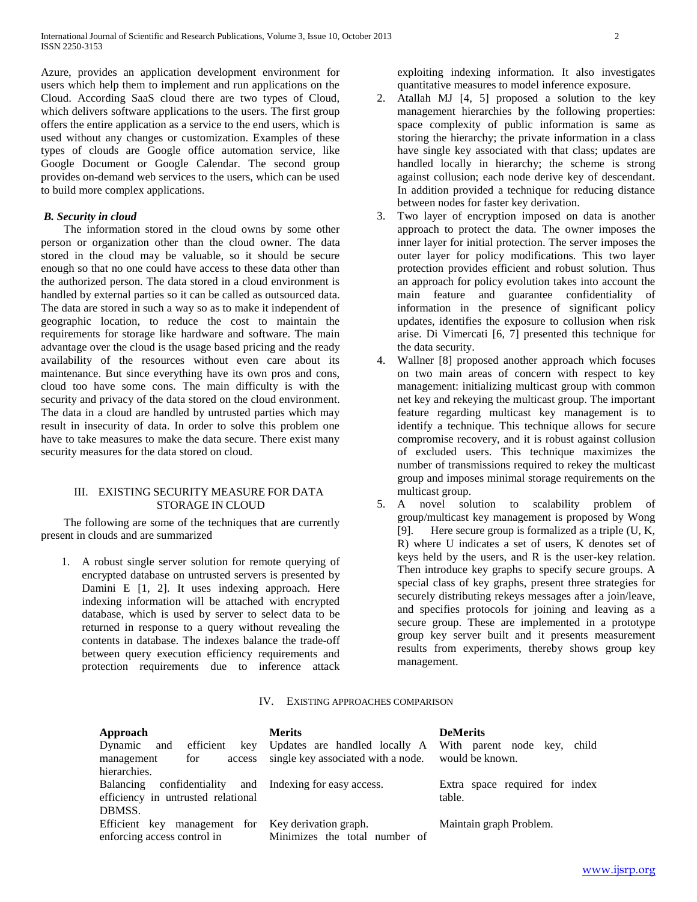Azure, provides an application development environment for users which help them to implement and run applications on the Cloud. According SaaS cloud there are two types of Cloud, which delivers software applications to the users. The first group offers the entire application as a service to the end users, which is used without any changes or customization. Examples of these types of clouds are Google office automation service, like Google Document or Google Calendar. The second group provides on-demand web services to the users, which can be used to build more complex applications.

### *B. Security in cloud*

The information stored in the cloud owns by some other person or organization other than the cloud owner. The data stored in the cloud may be valuable, so it should be secure enough so that no one could have access to these data other than the authorized person. The data stored in a cloud environment is handled by external parties so it can be called as outsourced data. The data are stored in such a way so as to make it independent of geographic location, to reduce the cost to maintain the requirements for storage like hardware and software. The main advantage over the cloud is the usage based pricing and the ready availability of the resources without even care about its maintenance. But since everything have its own pros and cons, cloud too have some cons. The main difficulty is with the security and privacy of the data stored on the cloud environment. The data in a cloud are handled by untrusted parties which may result in insecurity of data. In order to solve this problem one have to take measures to make the data secure. There exist many security measures for the data stored on cloud.

## III. EXISTING SECURITY MEASURE FOR DATA STORAGE IN CLOUD

The following are some of the techniques that are currently present in clouds and are summarized

1. A robust single server solution for remote querying of encrypted database on untrusted servers is presented by Damini E [1, 2]. It uses indexing approach. Here indexing information will be attached with encrypted database, which is used by server to select data to be returned in response to a query without revealing the contents in database. The indexes balance the trade-off between query execution efficiency requirements and protection requirements due to inference attack exploiting indexing information. It also investigates quantitative measures to model inference exposure.
2. Atallah MJ [4, 5] proposed a solution to the key management hierarchies by the following properties: space complexity of public information is same as storing the hierarchy; the private information in a class have single key associated with that class; updates are handled locally in hierarchy; the scheme is strong against collusion; each node derive key of descendant. In addition provided a technique for reducing distance between nodes for faster key derivation.
3. Two layer of encryption imposed on data is another approach to protect the data. The owner imposes the inner layer for initial protection. The server imposes the outer layer for policy modifications. This two layer protection provides efficient and robust solution. Thus an approach for policy evolution takes into account the main feature and guarantee confidentiality of information in the presence of significant policy updates, identifies the exposure to collusion when risk arise. Di Vimercati [6, 7] presented this technique for the data security.
4. Wallner [8] proposed another approach which focuses on two main areas of concern with respect to key management: initializing multicast group with common net key and rekeying the multicast group. The important feature regarding multicast key management is to identify a technique. This technique allows for secure compromise recovery, and it is robust against collusion of excluded users. This technique maximizes the number of transmissions required to rekey the multicast group and imposes minimal storage requirements on the multicast group.
5. A novel solution to scalability problem of group/multicast key management is proposed by Wong [9]. Here secure group is formalized as a triple (U, K, R) where U indicates a set of users, K denotes set of keys held by the users, and R is the user-key relation. Then introduce key graphs to specify secure groups. A special class of key graphs, present three strategies for securely distributing rekeys messages after a join/leave, and specifies protocols for joining and leaving as a secure group. These are implemented in a prototype group key server built and it presents measurement results from experiments, thereby shows group key management.

## IV. EXISTING APPROACHES COMPARISON

| Approach | Merits | DeMerits |
|---|---|---|
| Dynamic and efficient key management for access hierarchies. | Updates are handled locally A single key associated with a node. | With parent node key, child would be known. |
| Balancing confidentiality and efficiency in untrusted relational DBMSS. | Indexing for easy access. | Extra space required for index table. |
| Efficient key management for enforcing access control in | Key derivation graph. Minimizes the total number of | Maintain graph Problem. |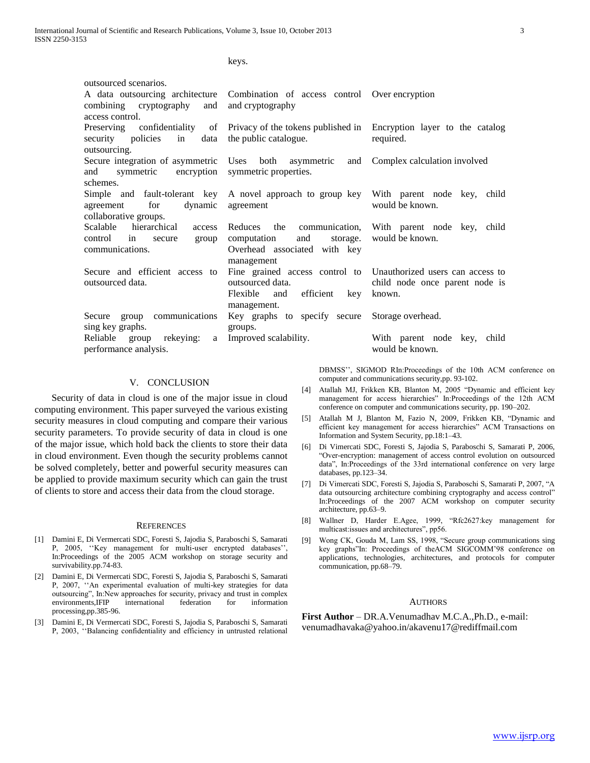keys.

| | | |
|---|---|---|
| outsourced scenarios. | | |
| A data outsourcing architecture combining cryptography and access control. | Combination of access control and cryptography | Over encryption |
| Preserving confidentiality of security policies in data outsourcing. | Privacy of the tokens published in the public catalogue. | Encryption layer to the catalog required. |
| Secure integration of asymmetric and symmetric encryption schemes. | Uses both asymmetric and symmetric properties. | Complex calculation involved |
| Simple and fault-tolerant key agreement for dynamic collaborative groups. | A novel approach to group key agreement | With parent node key, child would be known. |
| Scalable hierarchical access control in secure group communications. | Reduces the communication, computation and storage. Overhead associated with key management | With parent node key, child would be known. |
| Secure and efficient access to outsourced data. | Fine grained access control to outsourced data. Flexible and efficient key management. | Unauthorized users can access to child node once parent node is known. |
| Secure group communications sing key graphs. | Key graphs to specify secure groups. | Storage overhead. |
| Reliable group rekeying: a performance analysis. | Improved scalability. | With parent node key, child would be known. |

## V. CONCLUSION

Security of data in cloud is one of the major issue in cloud computing environment. This paper surveyed the various existing security measures in cloud computing and compare their various security parameters. To provide security of data in cloud is one of the major issue, which hold back the clients to store their data in cloud environment. Even though the security problems cannot be solved completely, better and powerful security measures can be applied to provide maximum security which can gain the trust of clients to store and access their data from the cloud storage.

## REFERENCES

[1] Damini E, Di Vermercati SDC, Foresti S, Jajodia S, Paraboschi S, Samarati P, 2005, ''Key management for multi-user encrypted databases'', In:Proceedings of the 2005 ACM workshop on storage security and survivability.pp.74-83.

[2] Damini E, Di Vermercati SDC, Foresti S, Jajodia S, Paraboschi S, Samarati P, 2007, ''An experimental evaluation of multi-key strategies for data outsourcing", In:New approaches for security, privacy and trust in complex environments,IFIP international federation for information processing,pp.385-96.

[3] Damini E, Di Vermercati SDC, Foresti S, Jajodia S, Paraboschi S, Samarati P, 2003, ''Balancing confidentiality and efficiency in untrusted relational DBMSS'', SIGMOD RIn:Proceedings of the 10th ACM conference on computer and communications security,pp. 93-102.

[4] Atallah MJ, Frikken KB, Blanton M, 2005 "Dynamic and efficient key management for access hierarchies" In:Proceedings of the 12th ACM conference on computer and communications security, pp. 190–202.

[5] Atallah M J, Blanton M, Fazio N, 2009, Frikken KB, "Dynamic and efficient key management for access hierarchies" ACM Transactions on Information and System Security, pp.18:1–43.

[6] Di Vimercati SDC, Foresti S, Jajodia S, Paraboschi S, Samarati P, 2006, "Over-encryption: management of access control evolution on outsourced data", In:Proceedings of the 33rd international conference on very large databases, pp.123–34.

[7] Di Vimercati SDC, Foresti S, Jajodia S, Paraboschi S, Samarati P, 2007, "A data outsourcing architecture combining cryptography and access control" In:Proceedings of the 2007 ACM workshop on computer security architecture, pp.63–9.

[8] Wallner D, Harder E.Agee, 1999, "Rfc2627:key management for multicast:issues and architectures", pp56.

[9] Wong CK, Gouda M, Lam SS, 1998, "Secure group communications sing key graphs"In: Proceedings of theACM SIGCOMM'98 conference on applications, technologies, architectures, and protocols for computer communication, pp.68–79.

## AUTHORS

**First Author** – DR.A.Venumadhav M.C.A.,Ph.D., e-mail: venumadhavaka@yahoo.in/akavenu17@rediffmail.com